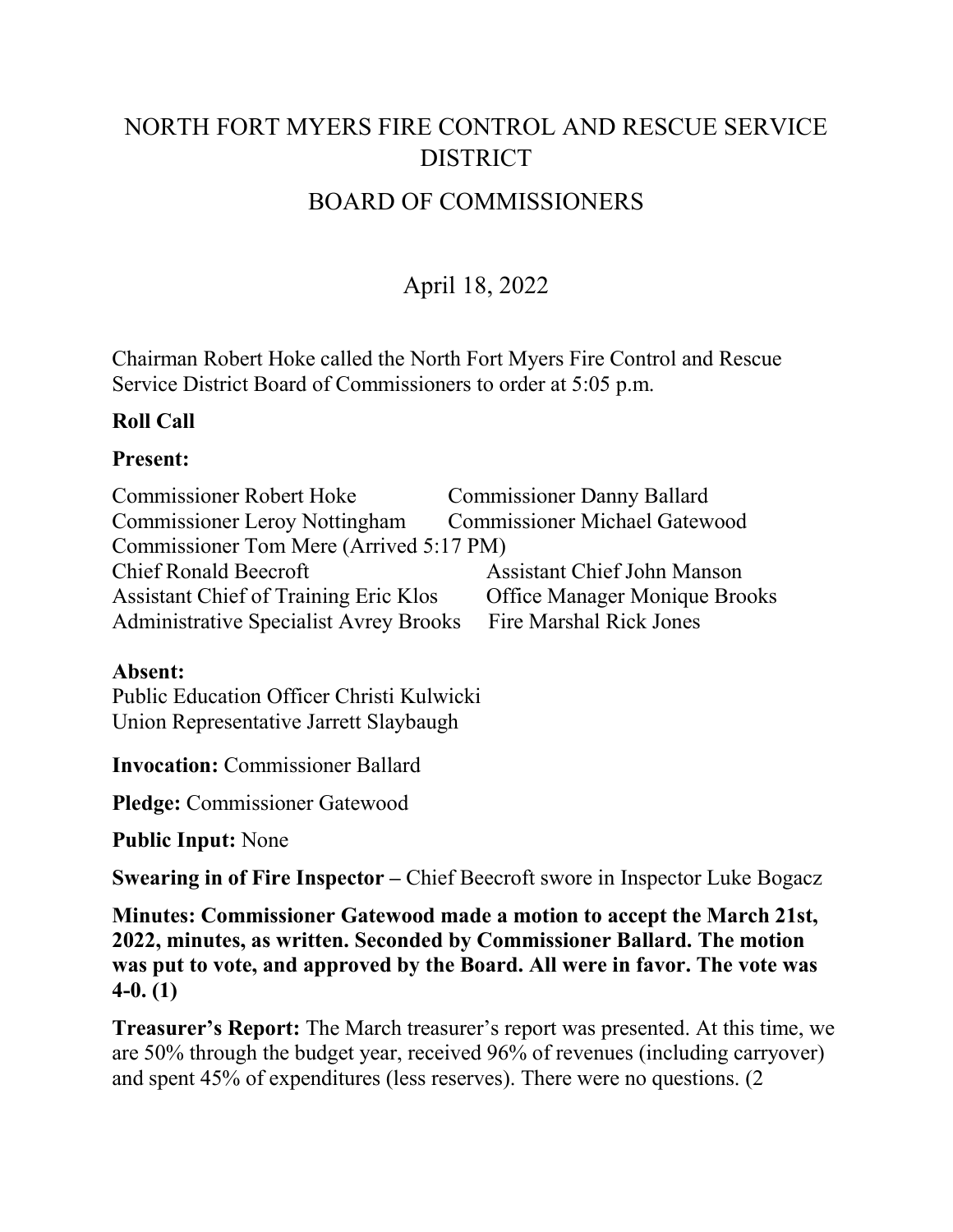# NORTH FORT MYERS FIRE CONTROL AND RESCUE SERVICE DISTRICT

## BOARD OF COMMISSIONERS

April 18, 2022

Chairman Robert Hoke called the North Fort Myers Fire Control and Rescue Service District Board of Commissioners to order at 5:05 p.m.

**Roll Call**

**Present:**

Commissioner Robert Hoke
Commissioner Danny Ballard
Commissioner Leroy Nottingham
Commissioner Michael Gatewood
Commissioner Tom Mere (Arrived 5:17 PM)
Chief Ronald Beecroft
Assistant Chief John Manson
Assistant Chief of Training Eric Klos
Office Manager Monique Brooks
Administrative Specialist Avrey Brooks
Fire Marshal Rick Jones

**Absent:**
Public Education Officer Christi Kulwicki
Union Representative Jarrett Slaybaugh

**Invocation:** Commissioner Ballard

**Pledge:** Commissioner Gatewood

**Public Input:** None

**Swearing in of Fire Inspector –** Chief Beecroft swore in Inspector Luke Bogacz

**Minutes: Commissioner Gatewood made a motion to accept the March 21st, 2022, minutes, as written. Seconded by Commissioner Ballard. The motion was put to vote, and approved by the Board. All were in favor. The vote was 4-0. (1)**

**Treasurer's Report:** The March treasurer's report was presented. At this time, we are 50% through the budget year, received 96% of revenues (including carryover) and spent 45% of expenditures (less reserves). There were no questions. (2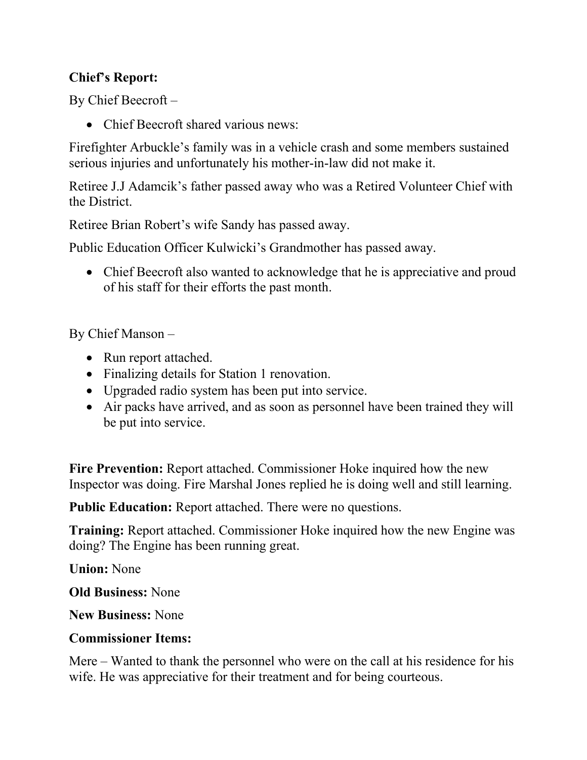**Chief's Report:**

By Chief Beecroft –

- Chief Beecroft shared various news:

Firefighter Arbuckle's family was in a vehicle crash and some members sustained serious injuries and unfortunately his mother-in-law did not make it.

Retiree J.J Adamcik's father passed away who was a Retired Volunteer Chief with the District.

Retiree Brian Robert's wife Sandy has passed away.

Public Education Officer Kulwicki's Grandmother has passed away.

- Chief Beecroft also wanted to acknowledge that he is appreciative and proud of his staff for their efforts the past month.

By Chief Manson –

- Run report attached.
- Finalizing details for Station 1 renovation.
- Upgraded radio system has been put into service.
- Air packs have arrived, and as soon as personnel have been trained they will be put into service.

**Fire Prevention:** Report attached. Commissioner Hoke inquired how the new Inspector was doing. Fire Marshal Jones replied he is doing well and still learning.

**Public Education:** Report attached. There were no questions.

**Training:** Report attached. Commissioner Hoke inquired how the new Engine was doing? The Engine has been running great.

**Union:** None

**Old Business:** None

**New Business:** None

**Commissioner Items:**

Mere – Wanted to thank the personnel who were on the call at his residence for his wife. He was appreciative for their treatment and for being courteous.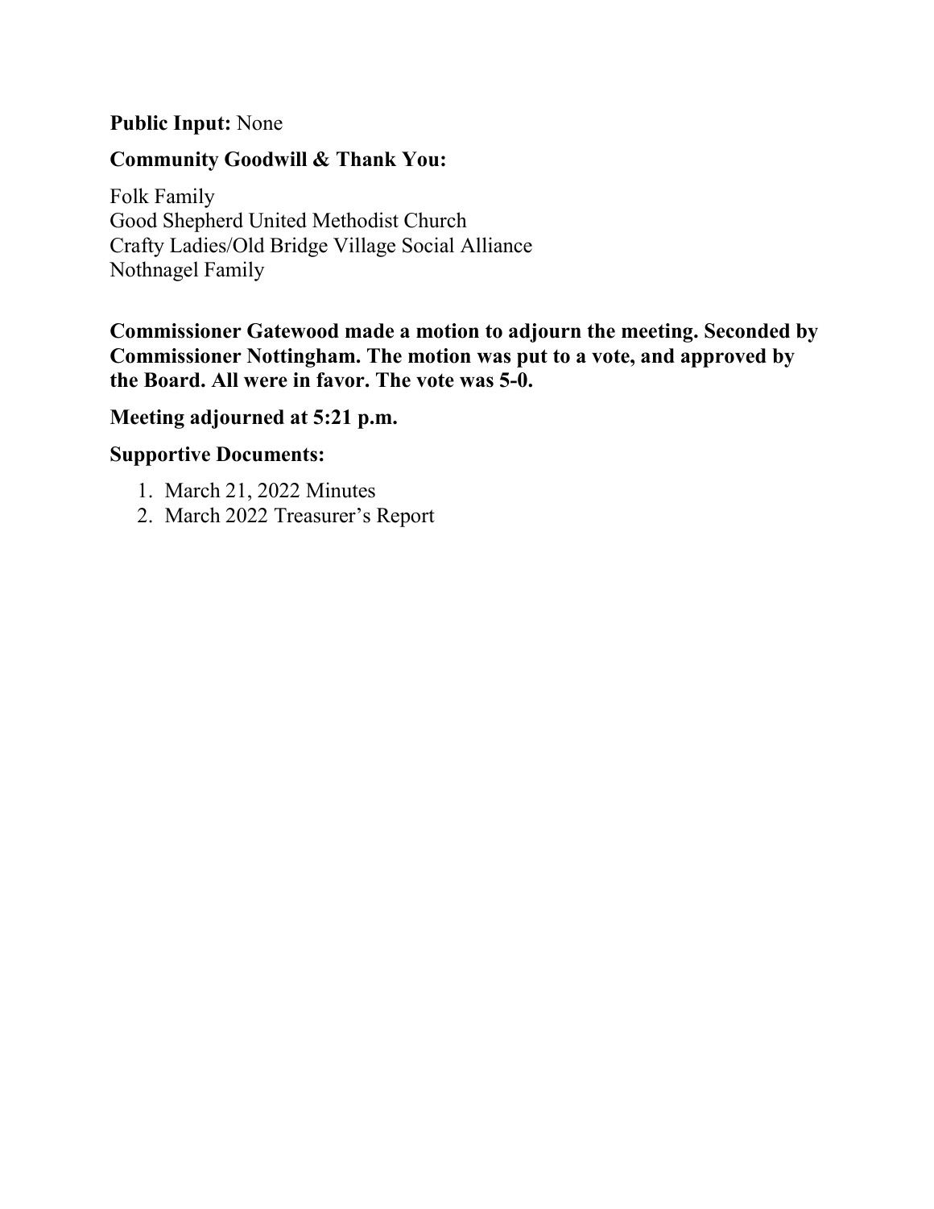**Public Input:** None

**Community Goodwill & Thank You:**

Folk Family
Good Shepherd United Methodist Church
Crafty Ladies/Old Bridge Village Social Alliance
Nothnagel Family

**Commissioner Gatewood made a motion to adjourn the meeting. Seconded by Commissioner Nottingham. The motion was put to a vote, and approved by the Board. All were in favor. The vote was 5-0.**

**Meeting adjourned at 5:21 p.m.**

**Supportive Documents:**

1. March 21, 2022 Minutes
2. March 2022 Treasurer's Report